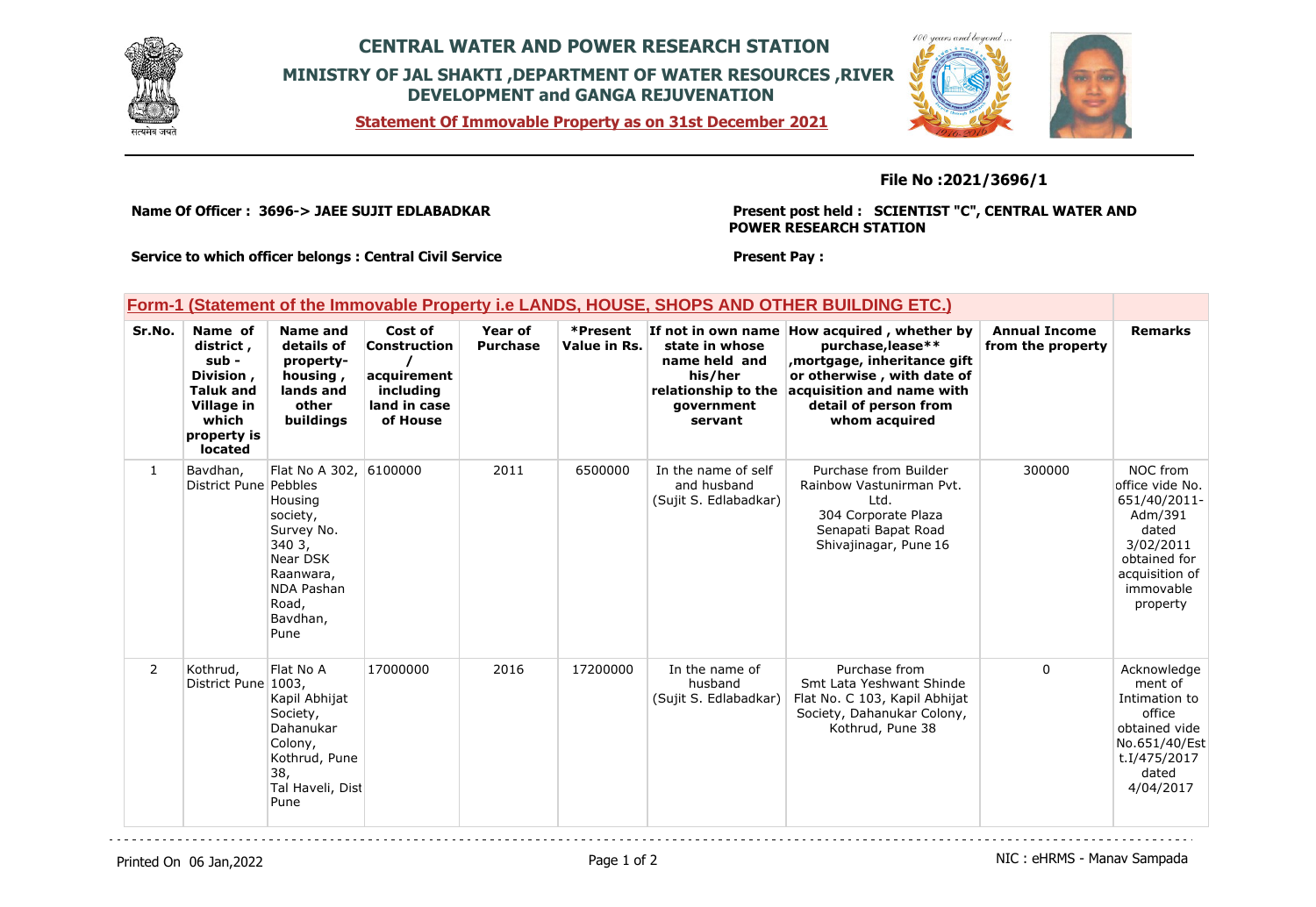# CENTRAL WATER AND POWER RESEARCH STATION

## MINISTRY OF JAL SHAKTI ,DEPARTMENT OF WATER RESOURCES ,RIVER DEVELOPMENT and GANGA REJUVENATION

**Statement Of Immovable Property as on 31st December 2021**

**File No :2021/3696/1**

**Name Of Officer : 3696-> JAEE SUJIT EDLABADKAR**

**Present post held : SCIENTIST "C", CENTRAL WATER AND POWER RESEARCH STATION**

**Service to which officer belongs : Central Civil Service**

**Present Pay :**

## Form-1 (Statement of the Immovable Property i.e LANDS, HOUSE, SHOPS AND OTHER BUILDING ETC.)

| Sr.No. | Name of district , sub - Division , Taluk and Village in which property is located | Name and details of property- housing , lands and other buildings | Cost of Construction / acquirement including land in case of House | Year of Purchase | *Present Value in Rs. | If not in own name state in whose name held and his/her relationship to the government servant | How acquired , whether by purchase,lease** ,mortgage, inheritance gift or otherwise , with date of acquisition and name with detail of person from whom acquired | Annual Income from the property | Remarks |
|---|---|---|---|---|---|---|---|---|---|
| 1 | Bavdhan, District Pune | Flat No A 302, Pebbles Housing society, Survey No. 340 3, Near DSK Raanwara, NDA Pashan Road, Bavdhan, Pune | 6100000 | 2011 | 6500000 | In the name of self and husband (Sujit S. Edlabadkar) | Purchase from Builder Rainbow Vastunirman Pvt. Ltd. 304 Corporate Plaza Senapati Bapat Road Shivajinagar, Pune 16 | 300000 | NOC from office vide No. 651/40/2011-Adm/391 dated 3/02/2011 obtained for acquisition of immovable property |
| 2 | Kothrud, District Pune | Flat No A 1003, Kapil Abhijat Society, Dahanukar Colony, Kothrud, Pune 38, Tal Haveli, Dist Pune | 17000000 | 2016 | 17200000 | In the name of husband (Sujit S. Edlabadkar) | Purchase from Smt Lata Yeshwant Shinde Flat No. C 103, Kapil Abhijat Society, Dahanukar Colony, Kothrud, Pune 38 | 0 | Acknowledgement of Intimation to office obtained vide No.651/40/Estt.I/475/2017 dated 4/04/2017 |

Printed On 06 Jan,2022

NIC : eHRMS - Manav Sampada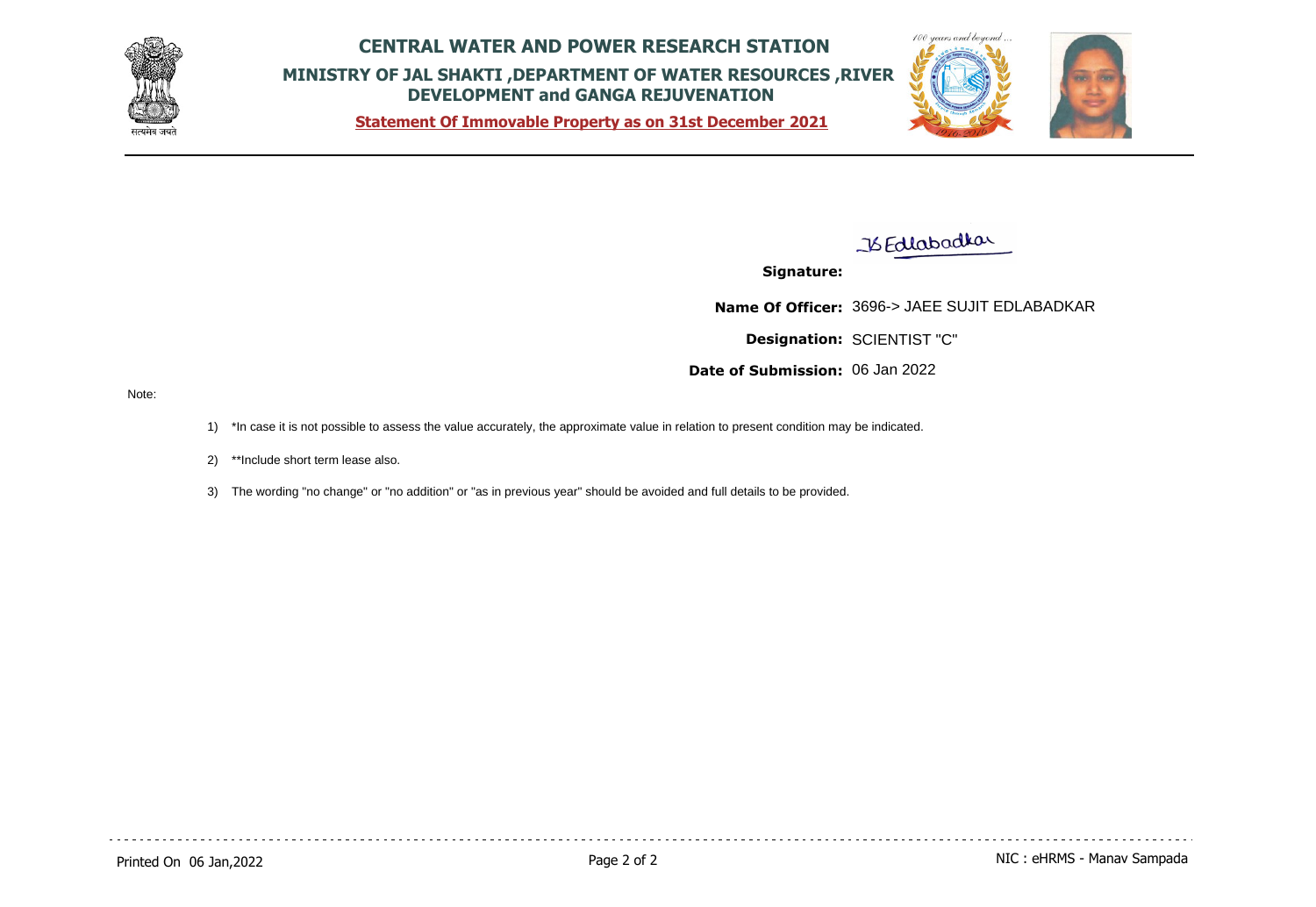# CENTRAL WATER AND POWER RESEARCH STATION

## MINISTRY OF JAL SHAKTI ,DEPARTMENT OF WATER RESOURCES ,RIVER DEVELOPMENT and GANGA REJUVENATION

**Statement Of Immovable Property as on 31st December 2021**

**Signature:**

**Name Of Officer:** 3696-> JAEE SUJIT EDLABADKAR

**Designation:** SCIENTIST "C"

**Date of Submission:** 06 Jan 2022

Note:

1) *In case it is not possible to assess the value accurately, the approximate value in relation to present condition may be indicated.

2) **Include short term lease also.

3) The wording "no change" or "no addition" or "as in previous year" should be avoided and full details to be provided.